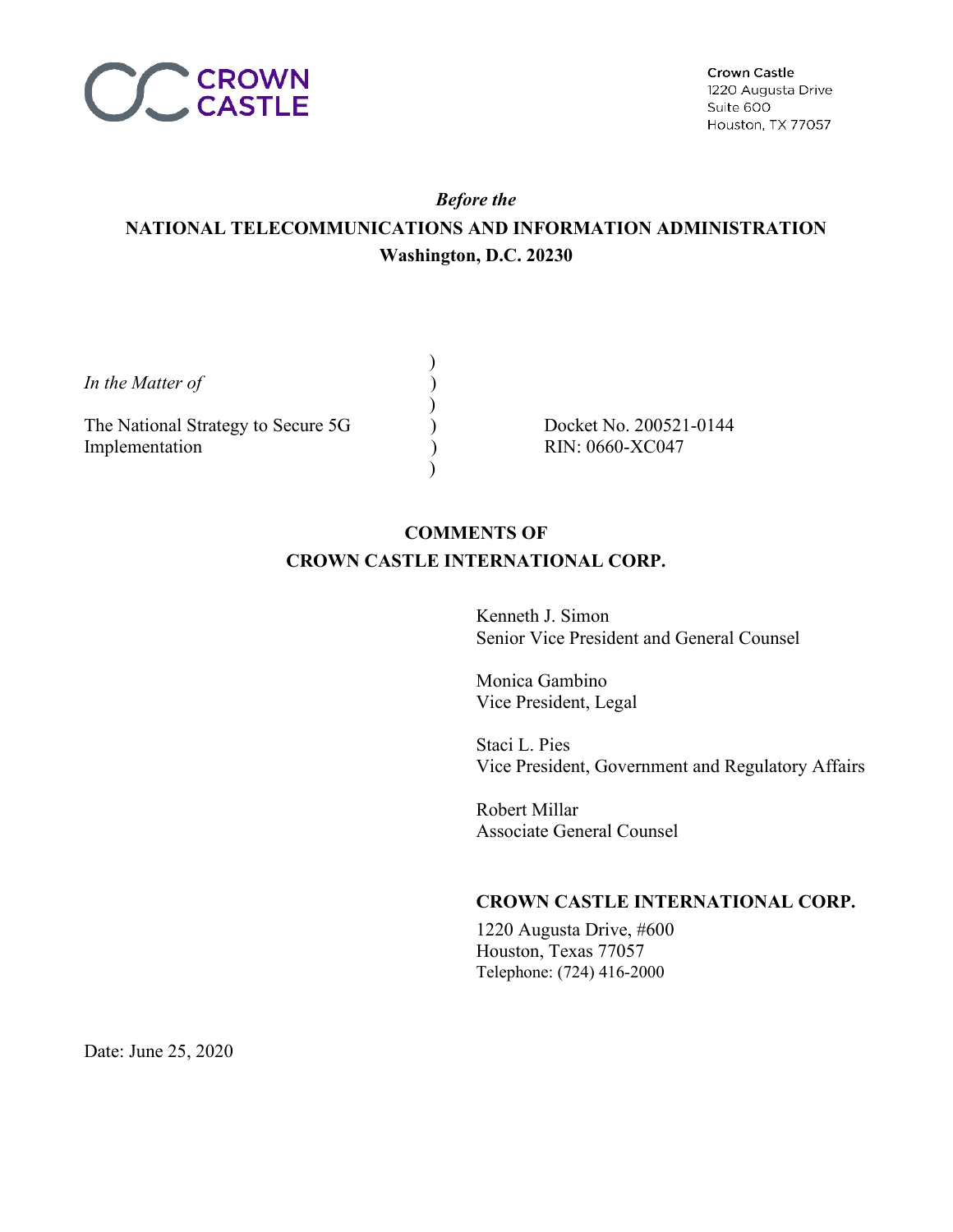CROWN CASTLE

Crown Castle
1220 Augusta Drive
Suite 600
Houston, TX 77057

*Before the*

**NATIONAL TELECOMMUNICATIONS AND INFORMATION ADMINISTRATION**
**Washington, D.C. 20230**

| | | |
|---|---|---|
| *In the Matter of* | ) | |
| | ) | |
| The National Strategy to Secure 5G Implementation | ) | Docket No. 200521-0144 RIN: 0660-XC047 |
| | ) | |

**COMMENTS OF**
**CROWN CASTLE INTERNATIONAL CORP.**

Kenneth J. Simon
Senior Vice President and General Counsel

Monica Gambino
Vice President, Legal

Staci L. Pies
Vice President, Government and Regulatory Affairs

Robert Millar
Associate General Counsel

**CROWN CASTLE INTERNATIONAL CORP.**

1220 Augusta Drive, #600
Houston, Texas 77057
Telephone: (724) 416-2000

Date: June 25, 2020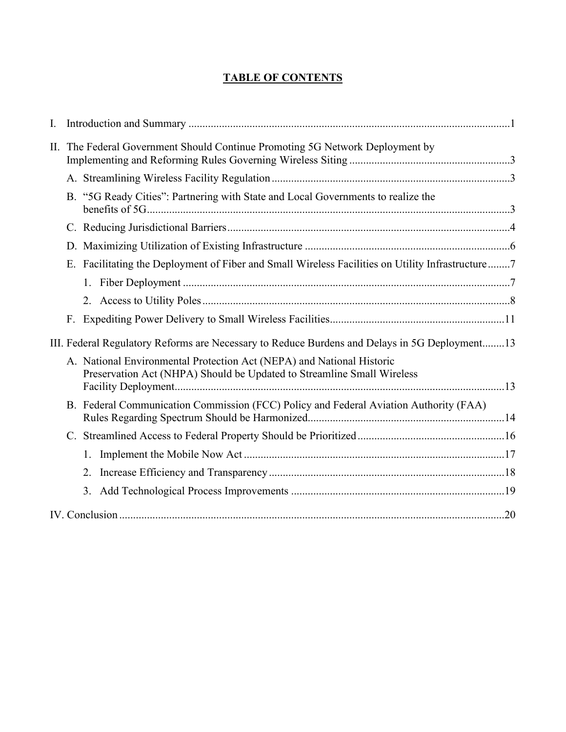## TABLE OF CONTENTS

I. Introduction and Summary ....................................................................................................................1

II. The Federal Government Should Continue Promoting 5G Network Deployment by Implementing and Reforming Rules Governing Wireless Siting ..........................................................3

- A. Streamlining Wireless Facility Regulation .....................................................................................3
- B. "5G Ready Cities": Partnering with State and Local Governments to realize the benefits of 5G..................................................................................................................................3
- C. Reducing Jurisdictional Barriers......................................................................................................4
- D. Maximizing Utilization of Existing Infrastructure ..........................................................................6
- E. Facilitating the Deployment of Fiber and Small Wireless Facilities on Utility Infrastructure........7
    1. Fiber Deployment ......................................................................................................................7
    2. Access to Utility Poles ...............................................................................................................8
- F. Expediting Power Delivery to Small Wireless Facilities...............................................................11

III. Federal Regulatory Reforms are Necessary to Reduce Burdens and Delays in 5G Deployment........13

- A. National Environmental Protection Act (NEPA) and National Historic Preservation Act (NHPA) Should be Updated to Streamline Small Wireless Facility Deployment.......................................................................................................................13
- B. Federal Communication Commission (FCC) Policy and Federal Aviation Authority (FAA) Rules Regarding Spectrum Should be Harmonized......................................................................14
- C. Streamlined Access to Federal Property Should be Prioritized.....................................................16
    1. Implement the Mobile Now Act ..............................................................................................17
    2. Increase Efficiency and Transparency .....................................................................................18
    3. Add Technological Process Improvements .............................................................................19

IV. Conclusion ...........................................................................................................................................20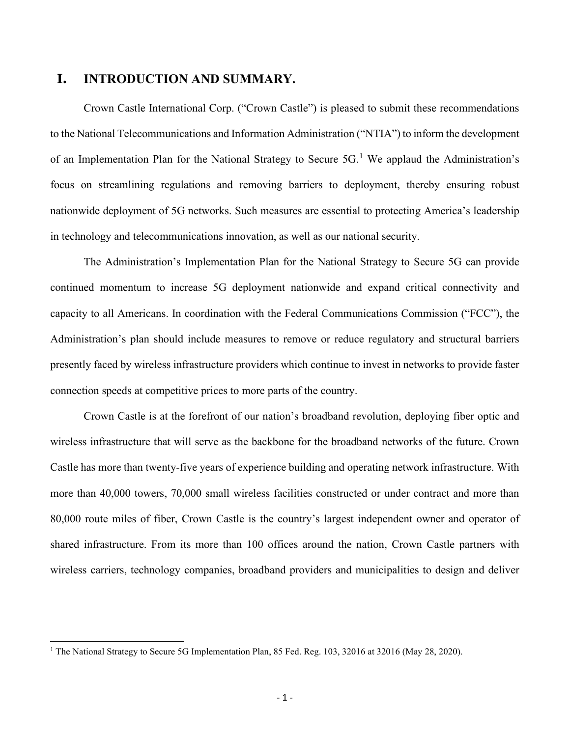# I. INTRODUCTION AND SUMMARY.

Crown Castle International Corp. ("Crown Castle") is pleased to submit these recommendations to the National Telecommunications and Information Administration ("NTIA") to inform the development of an Implementation Plan for the National Strategy to Secure 5G.[1] We applaud the Administration's focus on streamlining regulations and removing barriers to deployment, thereby ensuring robust nationwide deployment of 5G networks. Such measures are essential to protecting America's leadership in technology and telecommunications innovation, as well as our national security.

The Administration's Implementation Plan for the National Strategy to Secure 5G can provide continued momentum to increase 5G deployment nationwide and expand critical connectivity and capacity to all Americans. In coordination with the Federal Communications Commission ("FCC"), the Administration's plan should include measures to remove or reduce regulatory and structural barriers presently faced by wireless infrastructure providers which continue to invest in networks to provide faster connection speeds at competitive prices to more parts of the country.

Crown Castle is at the forefront of our nation's broadband revolution, deploying fiber optic and wireless infrastructure that will serve as the backbone for the broadband networks of the future. Crown Castle has more than twenty-five years of experience building and operating network infrastructure. With more than 40,000 towers, 70,000 small wireless facilities constructed or under contract and more than 80,000 route miles of fiber, Crown Castle is the country's largest independent owner and operator of shared infrastructure. From its more than 100 offices around the nation, Crown Castle partners with wireless carriers, technology companies, broadband providers and municipalities to design and deliver

---

[1] The National Strategy to Secure 5G Implementation Plan, 85 Fed. Reg. 103, 32016 at 32016 (May 28, 2020).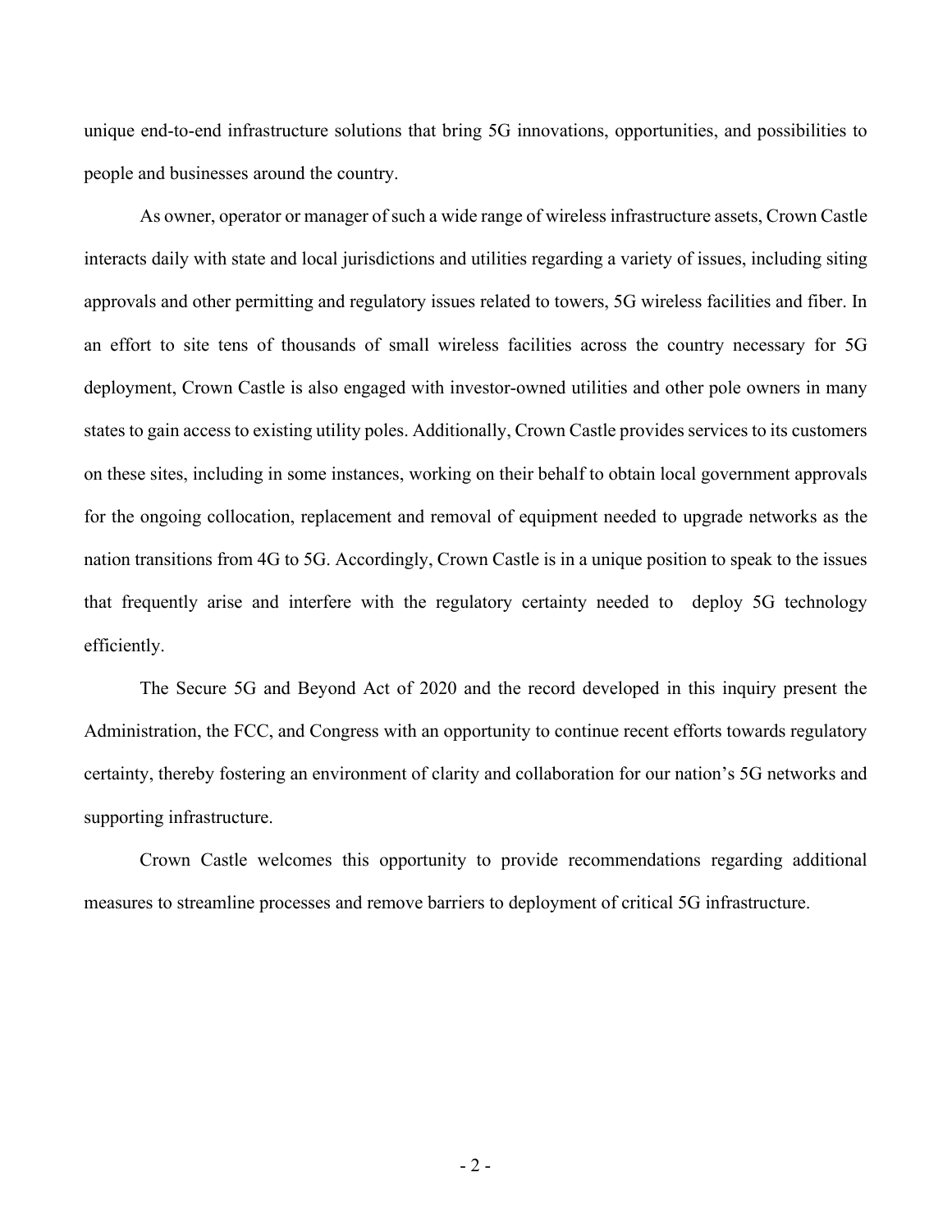unique end-to-end infrastructure solutions that bring 5G innovations, opportunities, and possibilities to people and businesses around the country.

As owner, operator or manager of such a wide range of wireless infrastructure assets, Crown Castle interacts daily with state and local jurisdictions and utilities regarding a variety of issues, including siting approvals and other permitting and regulatory issues related to towers, 5G wireless facilities and fiber. In an effort to site tens of thousands of small wireless facilities across the country necessary for 5G deployment, Crown Castle is also engaged with investor-owned utilities and other pole owners in many states to gain access to existing utility poles. Additionally, Crown Castle provides services to its customers on these sites, including in some instances, working on their behalf to obtain local government approvals for the ongoing collocation, replacement and removal of equipment needed to upgrade networks as the nation transitions from 4G to 5G. Accordingly, Crown Castle is in a unique position to speak to the issues that frequently arise and interfere with the regulatory certainty needed to deploy 5G technology efficiently.

The Secure 5G and Beyond Act of 2020 and the record developed in this inquiry present the Administration, the FCC, and Congress with an opportunity to continue recent efforts towards regulatory certainty, thereby fostering an environment of clarity and collaboration for our nation's 5G networks and supporting infrastructure.

Crown Castle welcomes this opportunity to provide recommendations regarding additional measures to streamline processes and remove barriers to deployment of critical 5G infrastructure.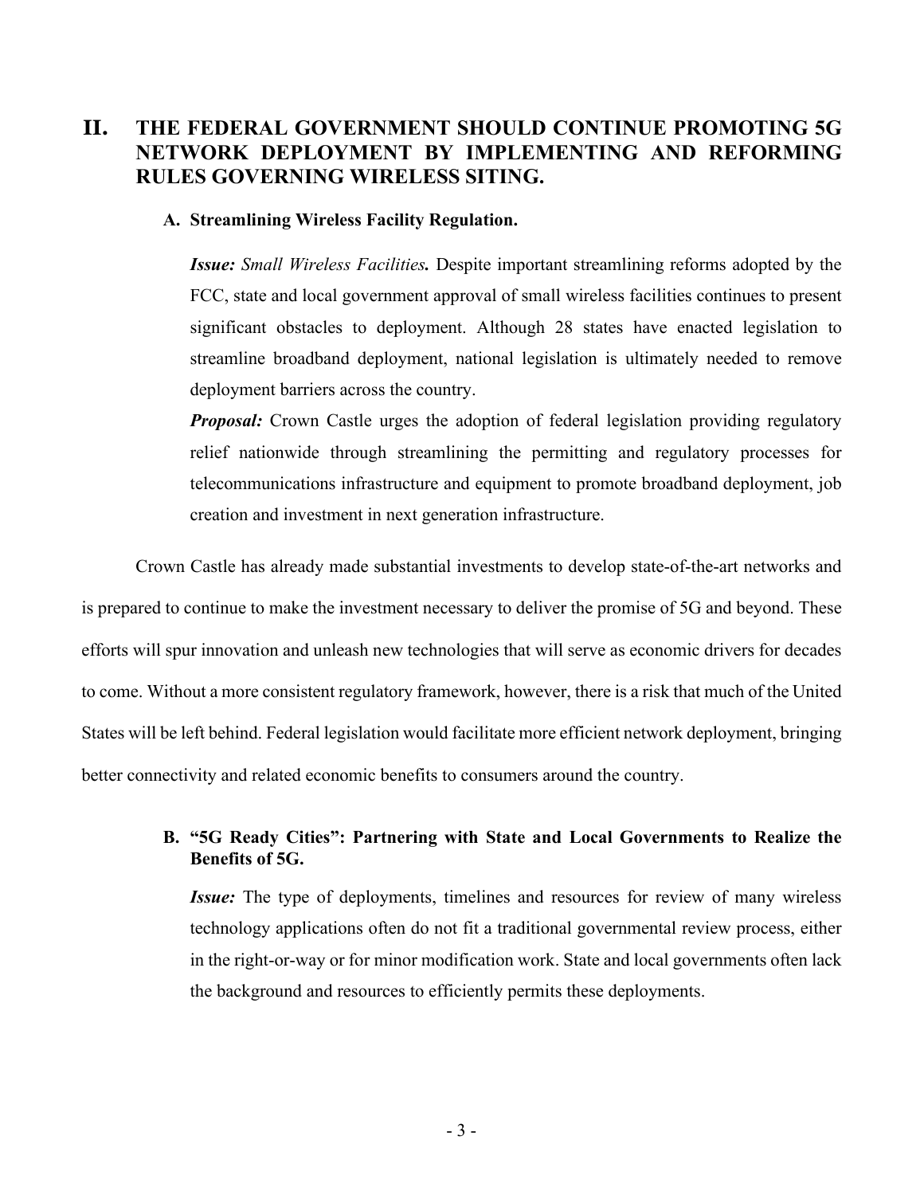## II. THE FEDERAL GOVERNMENT SHOULD CONTINUE PROMOTING 5G NETWORK DEPLOYMENT BY IMPLEMENTING AND REFORMING RULES GOVERNING WIRELESS SITING.

### A. Streamlining Wireless Facility Regulation.

***Issue:*** *Small Wireless Facilities.* Despite important streamlining reforms adopted by the FCC, state and local government approval of small wireless facilities continues to present significant obstacles to deployment. Although 28 states have enacted legislation to streamline broadband deployment, national legislation is ultimately needed to remove deployment barriers across the country.

***Proposal:*** Crown Castle urges the adoption of federal legislation providing regulatory relief nationwide through streamlining the permitting and regulatory processes for telecommunications infrastructure and equipment to promote broadband deployment, job creation and investment in next generation infrastructure.

Crown Castle has already made substantial investments to develop state-of-the-art networks and is prepared to continue to make the investment necessary to deliver the promise of 5G and beyond. These efforts will spur innovation and unleash new technologies that will serve as economic drivers for decades to come. Without a more consistent regulatory framework, however, there is a risk that much of the United States will be left behind. Federal legislation would facilitate more efficient network deployment, bringing better connectivity and related economic benefits to consumers around the country.

### B. "5G Ready Cities": Partnering with State and Local Governments to Realize the Benefits of 5G.

***Issue:*** The type of deployments, timelines and resources for review of many wireless technology applications often do not fit a traditional governmental review process, either in the right-or-way or for minor modification work. State and local governments often lack the background and resources to efficiently permits these deployments.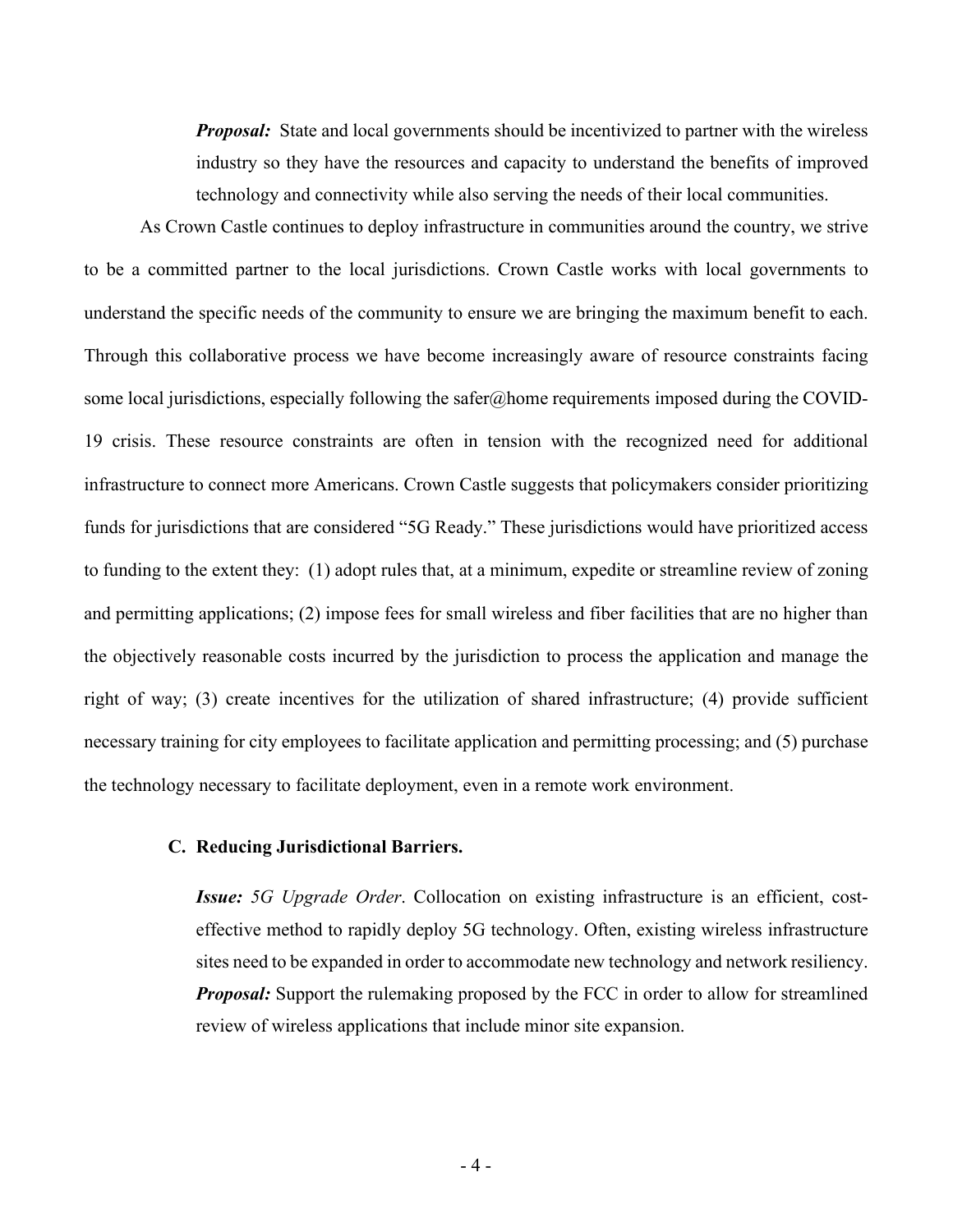> ***Proposal:*** State and local governments should be incentivized to partner with the wireless industry so they have the resources and capacity to understand the benefits of improved technology and connectivity while also serving the needs of their local communities.

As Crown Castle continues to deploy infrastructure in communities around the country, we strive to be a committed partner to the local jurisdictions. Crown Castle works with local governments to understand the specific needs of the community to ensure we are bringing the maximum benefit to each. Through this collaborative process we have become increasingly aware of resource constraints facing some local jurisdictions, especially following the safer@home requirements imposed during the COVID-19 crisis. These resource constraints are often in tension with the recognized need for additional infrastructure to connect more Americans. Crown Castle suggests that policymakers consider prioritizing funds for jurisdictions that are considered "5G Ready." These jurisdictions would have prioritized access to funding to the extent they: (1) adopt rules that, at a minimum, expedite or streamline review of zoning and permitting applications; (2) impose fees for small wireless and fiber facilities that are no higher than the objectively reasonable costs incurred by the jurisdiction to process the application and manage the right of way; (3) create incentives for the utilization of shared infrastructure; (4) provide sufficient necessary training for city employees to facilitate application and permitting processing; and (5) purchase the technology necessary to facilitate deployment, even in a remote work environment.

### C. Reducing Jurisdictional Barriers.

> ***Issue:*** *5G Upgrade Order*. Collocation on existing infrastructure is an efficient, cost-effective method to rapidly deploy 5G technology. Often, existing wireless infrastructure sites need to be expanded in order to accommodate new technology and network resiliency.
> ***Proposal:*** Support the rulemaking proposed by the FCC in order to allow for streamlined review of wireless applications that include minor site expansion.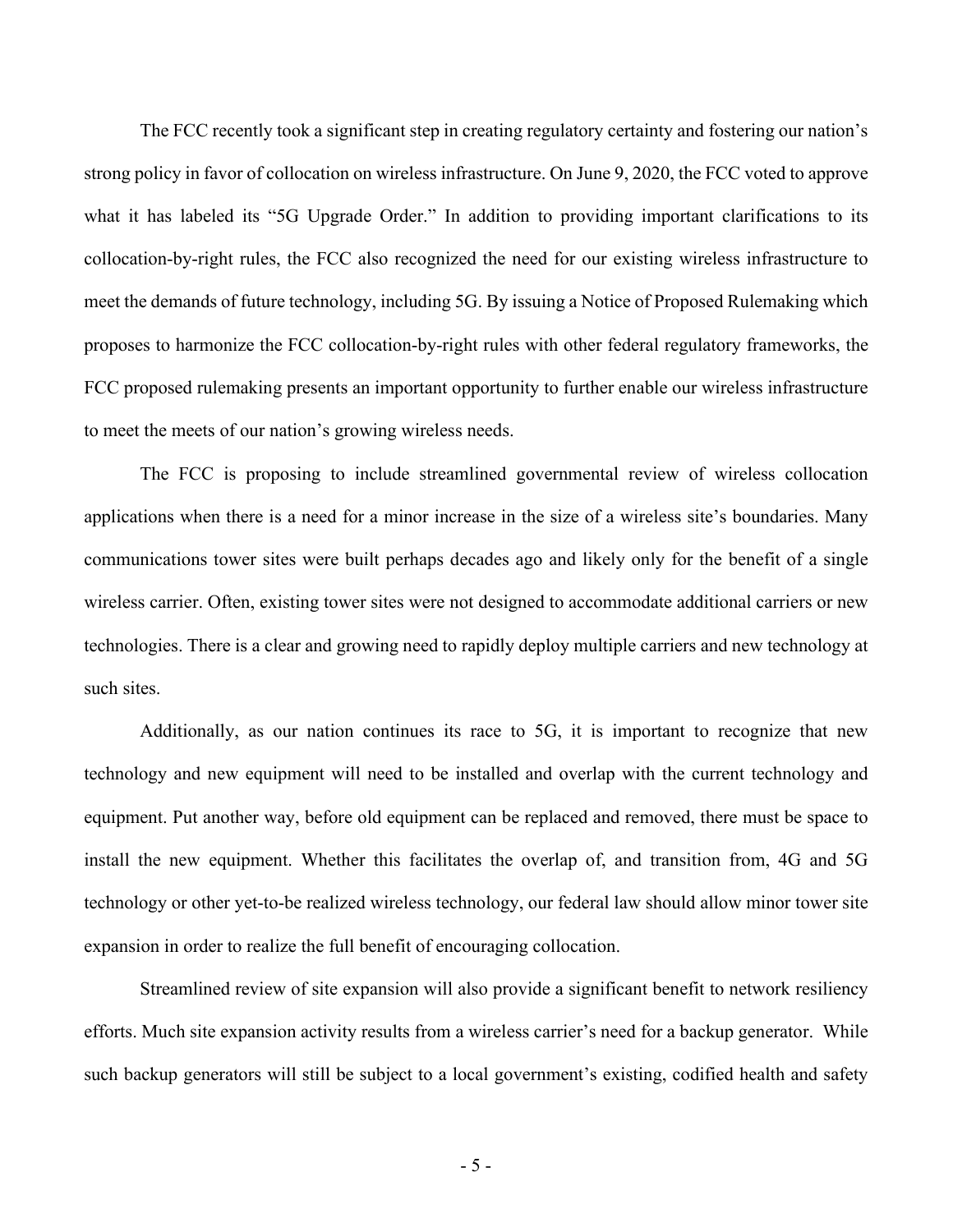The FCC recently took a significant step in creating regulatory certainty and fostering our nation's strong policy in favor of collocation on wireless infrastructure. On June 9, 2020, the FCC voted to approve what it has labeled its "5G Upgrade Order." In addition to providing important clarifications to its collocation-by-right rules, the FCC also recognized the need for our existing wireless infrastructure to meet the demands of future technology, including 5G. By issuing a Notice of Proposed Rulemaking which proposes to harmonize the FCC collocation-by-right rules with other federal regulatory frameworks, the FCC proposed rulemaking presents an important opportunity to further enable our wireless infrastructure to meet the meets of our nation's growing wireless needs.

The FCC is proposing to include streamlined governmental review of wireless collocation applications when there is a need for a minor increase in the size of a wireless site's boundaries. Many communications tower sites were built perhaps decades ago and likely only for the benefit of a single wireless carrier. Often, existing tower sites were not designed to accommodate additional carriers or new technologies. There is a clear and growing need to rapidly deploy multiple carriers and new technology at such sites.

Additionally, as our nation continues its race to 5G, it is important to recognize that new technology and new equipment will need to be installed and overlap with the current technology and equipment. Put another way, before old equipment can be replaced and removed, there must be space to install the new equipment. Whether this facilitates the overlap of, and transition from, 4G and 5G technology or other yet-to-be realized wireless technology, our federal law should allow minor tower site expansion in order to realize the full benefit of encouraging collocation.

Streamlined review of site expansion will also provide a significant benefit to network resiliency efforts. Much site expansion activity results from a wireless carrier's need for a backup generator. While such backup generators will still be subject to a local government's existing, codified health and safety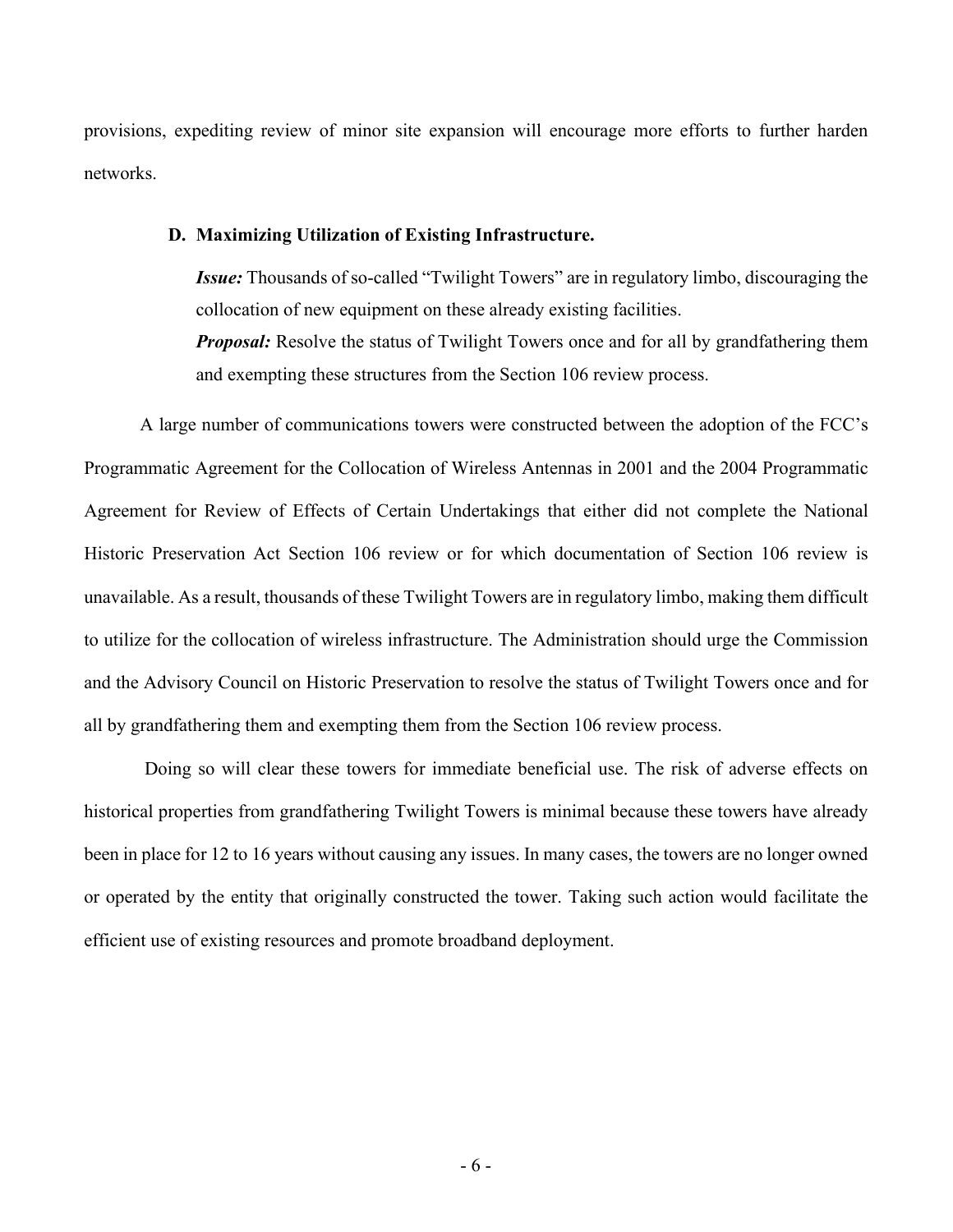provisions, expediting review of minor site expansion will encourage more efforts to further harden networks.

### D. Maximizing Utilization of Existing Infrastructure.

> ***Issue:*** Thousands of so-called "Twilight Towers" are in regulatory limbo, discouraging the collocation of new equipment on these already existing facilities.
>
> ***Proposal:*** Resolve the status of Twilight Towers once and for all by grandfathering them and exempting these structures from the Section 106 review process.

A large number of communications towers were constructed between the adoption of the FCC's Programmatic Agreement for the Collocation of Wireless Antennas in 2001 and the 2004 Programmatic Agreement for Review of Effects of Certain Undertakings that either did not complete the National Historic Preservation Act Section 106 review or for which documentation of Section 106 review is unavailable. As a result, thousands of these Twilight Towers are in regulatory limbo, making them difficult to utilize for the collocation of wireless infrastructure. The Administration should urge the Commission and the Advisory Council on Historic Preservation to resolve the status of Twilight Towers once and for all by grandfathering them and exempting them from the Section 106 review process.

Doing so will clear these towers for immediate beneficial use. The risk of adverse effects on historical properties from grandfathering Twilight Towers is minimal because these towers have already been in place for 12 to 16 years without causing any issues. In many cases, the towers are no longer owned or operated by the entity that originally constructed the tower. Taking such action would facilitate the efficient use of existing resources and promote broadband deployment.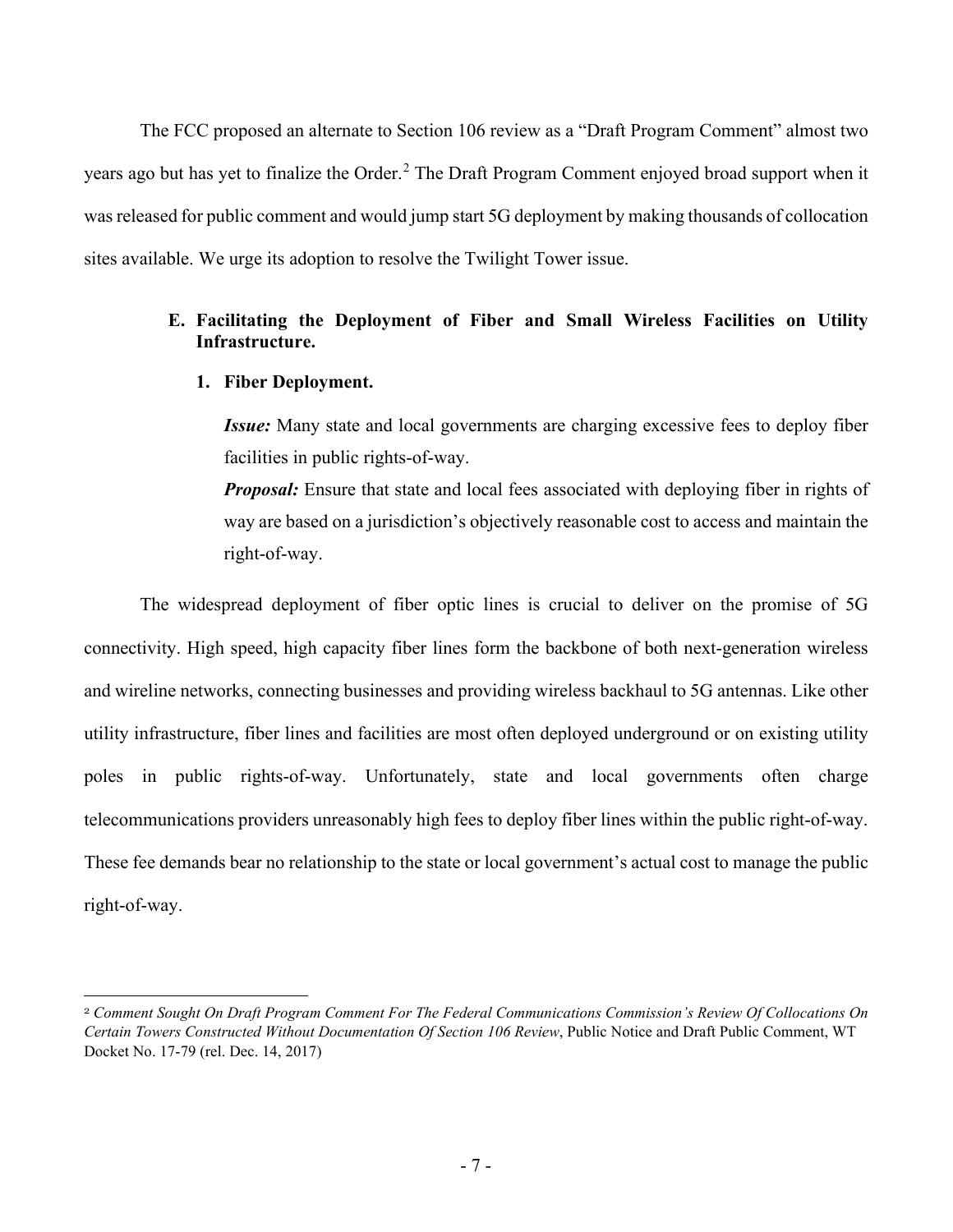The FCC proposed an alternate to Section 106 review as a "Draft Program Comment" almost two years ago but has yet to finalize the Order.[2] The Draft Program Comment enjoyed broad support when it was released for public comment and would jump start 5G deployment by making thousands of collocation sites available. We urge its adoption to resolve the Twilight Tower issue.

### E. Facilitating the Deployment of Fiber and Small Wireless Facilities on Utility Infrastructure.

#### 1. Fiber Deployment.

***Issue:*** Many state and local governments are charging excessive fees to deploy fiber facilities in public rights-of-way.

***Proposal:*** Ensure that state and local fees associated with deploying fiber in rights of way are based on a jurisdiction's objectively reasonable cost to access and maintain the right-of-way.

The widespread deployment of fiber optic lines is crucial to deliver on the promise of 5G connectivity. High speed, high capacity fiber lines form the backbone of both next-generation wireless and wireline networks, connecting businesses and providing wireless backhaul to 5G antennas. Like other utility infrastructure, fiber lines and facilities are most often deployed underground or on existing utility poles in public rights-of-way. Unfortunately, state and local governments often charge telecommunications providers unreasonably high fees to deploy fiber lines within the public right-of-way. These fee demands bear no relationship to the state or local government's actual cost to manage the public right-of-way.

---

[2] *Comment Sought On Draft Program Comment For The Federal Communications Commission's Review Of Collocations On Certain Towers Constructed Without Documentation Of Section 106 Review*, Public Notice and Draft Public Comment, WT Docket No. 17-79 (rel. Dec. 14, 2017)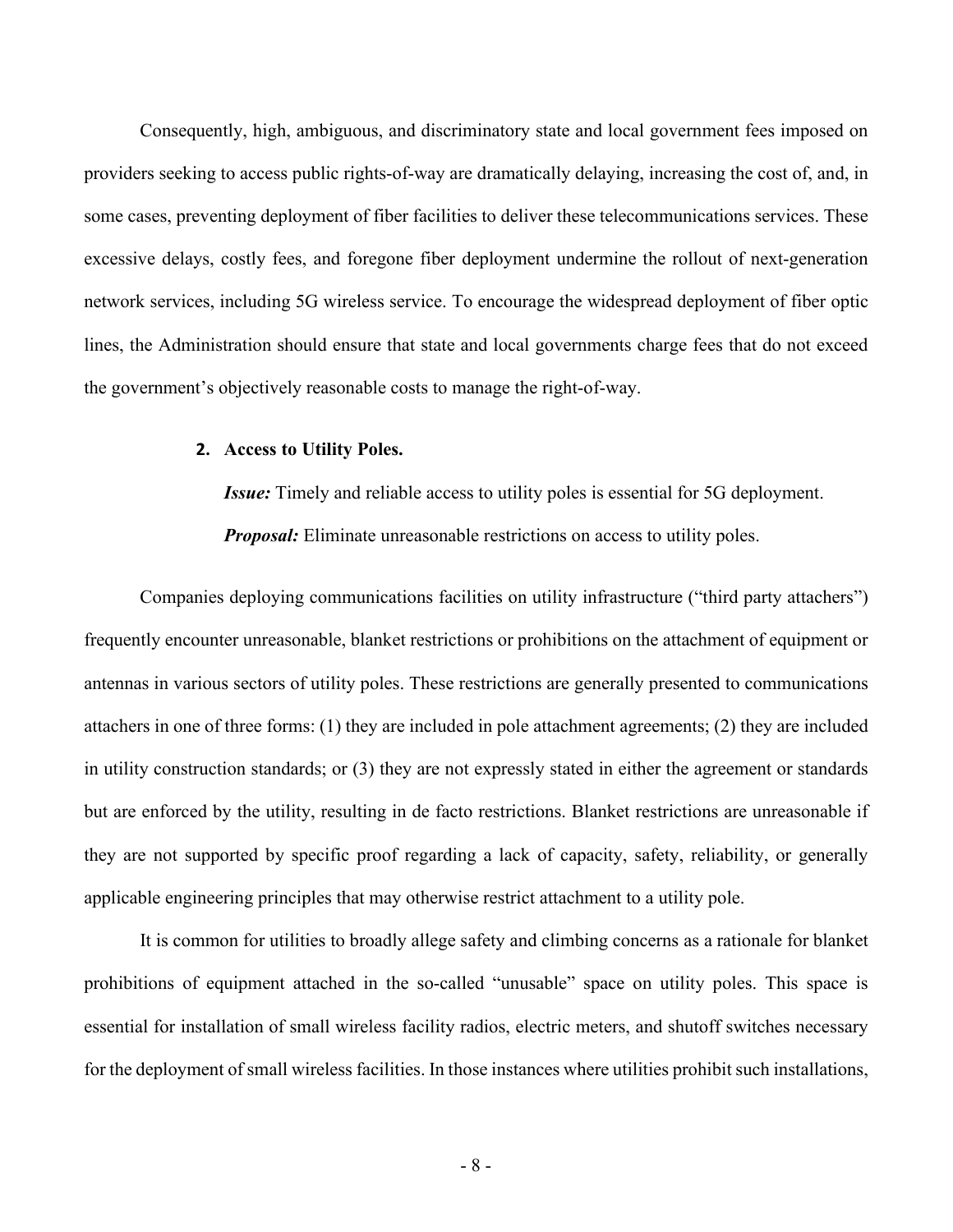Consequently, high, ambiguous, and discriminatory state and local government fees imposed on providers seeking to access public rights-of-way are dramatically delaying, increasing the cost of, and, in some cases, preventing deployment of fiber facilities to deliver these telecommunications services. These excessive delays, costly fees, and foregone fiber deployment undermine the rollout of next-generation network services, including 5G wireless service. To encourage the widespread deployment of fiber optic lines, the Administration should ensure that state and local governments charge fees that do not exceed the government's objectively reasonable costs to manage the right-of-way.

### 2. Access to Utility Poles.

***Issue:*** Timely and reliable access to utility poles is essential for 5G deployment.

***Proposal:*** Eliminate unreasonable restrictions on access to utility poles.

Companies deploying communications facilities on utility infrastructure ("third party attachers") frequently encounter unreasonable, blanket restrictions or prohibitions on the attachment of equipment or antennas in various sectors of utility poles. These restrictions are generally presented to communications attachers in one of three forms: (1) they are included in pole attachment agreements; (2) they are included in utility construction standards; or (3) they are not expressly stated in either the agreement or standards but are enforced by the utility, resulting in de facto restrictions. Blanket restrictions are unreasonable if they are not supported by specific proof regarding a lack of capacity, safety, reliability, or generally applicable engineering principles that may otherwise restrict attachment to a utility pole.

It is common for utilities to broadly allege safety and climbing concerns as a rationale for blanket prohibitions of equipment attached in the so-called "unusable" space on utility poles. This space is essential for installation of small wireless facility radios, electric meters, and shutoff switches necessary for the deployment of small wireless facilities. In those instances where utilities prohibit such installations,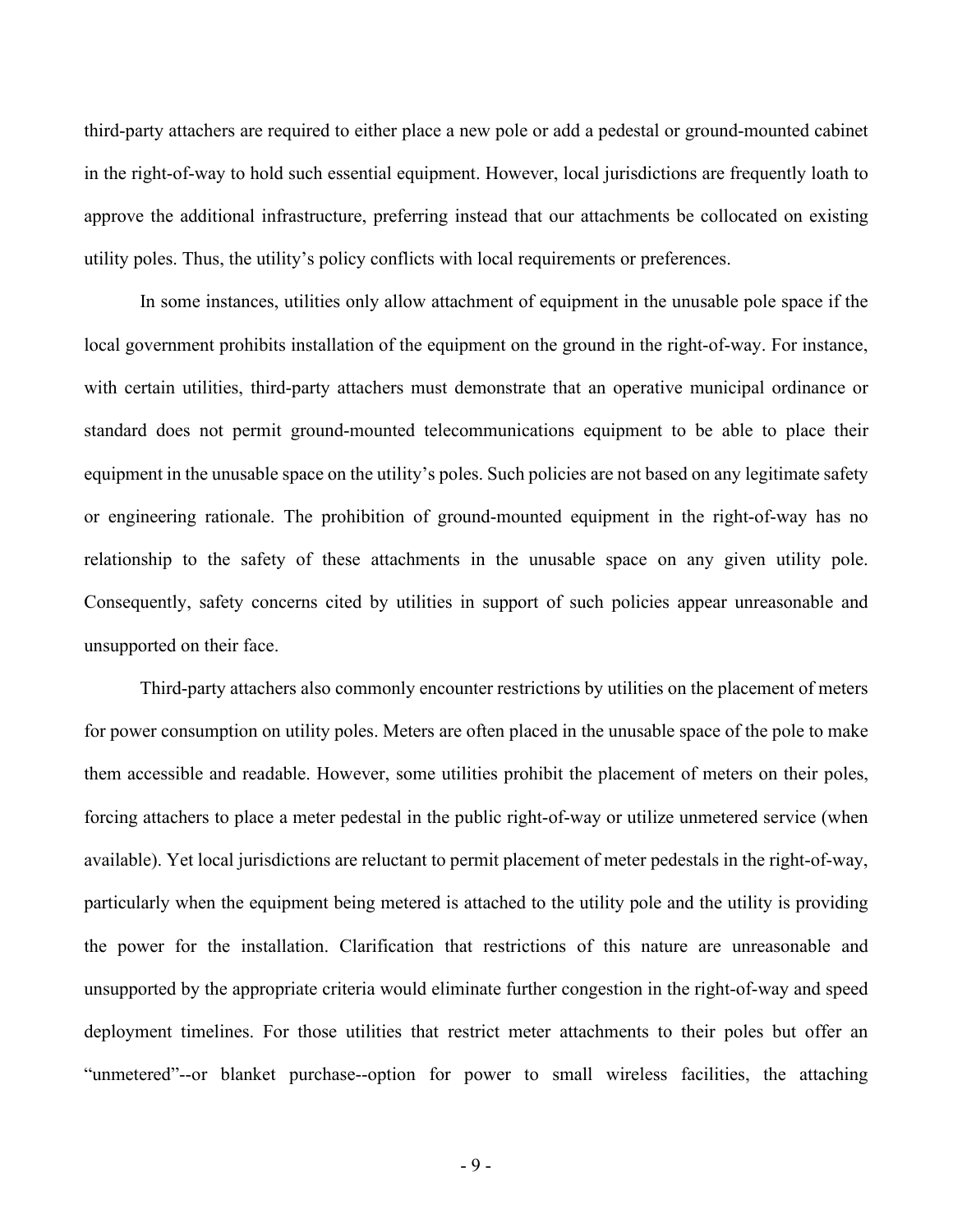third-party attachers are required to either place a new pole or add a pedestal or ground-mounted cabinet in the right-of-way to hold such essential equipment. However, local jurisdictions are frequently loath to approve the additional infrastructure, preferring instead that our attachments be collocated on existing utility poles. Thus, the utility's policy conflicts with local requirements or preferences.

In some instances, utilities only allow attachment of equipment in the unusable pole space if the local government prohibits installation of the equipment on the ground in the right-of-way. For instance, with certain utilities, third-party attachers must demonstrate that an operative municipal ordinance or standard does not permit ground-mounted telecommunications equipment to be able to place their equipment in the unusable space on the utility's poles. Such policies are not based on any legitimate safety or engineering rationale. The prohibition of ground-mounted equipment in the right-of-way has no relationship to the safety of these attachments in the unusable space on any given utility pole. Consequently, safety concerns cited by utilities in support of such policies appear unreasonable and unsupported on their face.

Third-party attachers also commonly encounter restrictions by utilities on the placement of meters for power consumption on utility poles. Meters are often placed in the unusable space of the pole to make them accessible and readable. However, some utilities prohibit the placement of meters on their poles, forcing attachers to place a meter pedestal in the public right-of-way or utilize unmetered service (when available). Yet local jurisdictions are reluctant to permit placement of meter pedestals in the right-of-way, particularly when the equipment being metered is attached to the utility pole and the utility is providing the power for the installation. Clarification that restrictions of this nature are unreasonable and unsupported by the appropriate criteria would eliminate further congestion in the right-of-way and speed deployment timelines. For those utilities that restrict meter attachments to their poles but offer an "unmetered"--or blanket purchase--option for power to small wireless facilities, the attaching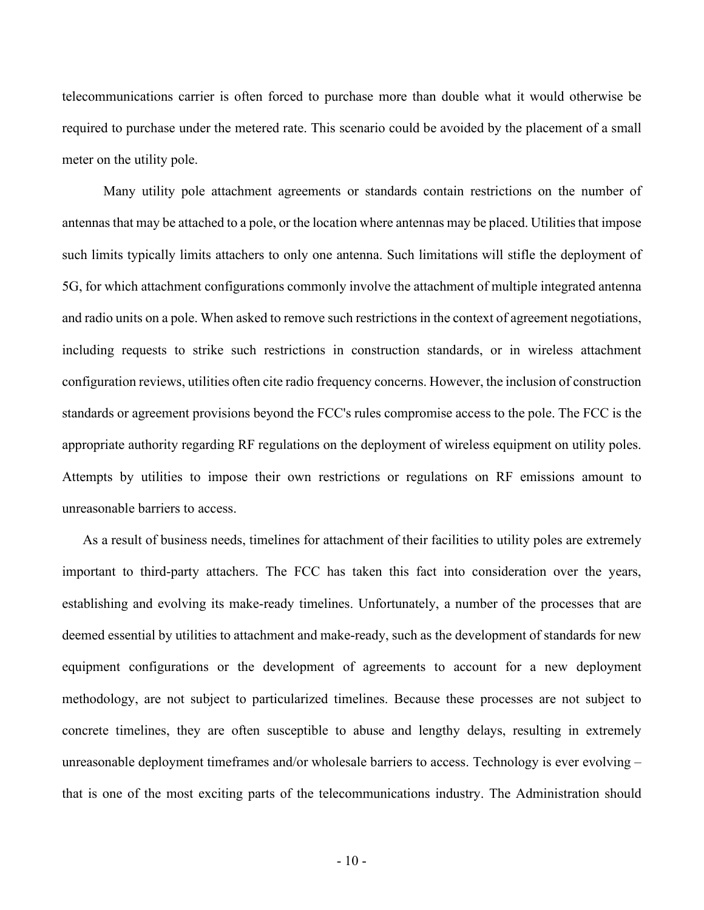telecommunications carrier is often forced to purchase more than double what it would otherwise be required to purchase under the metered rate. This scenario could be avoided by the placement of a small meter on the utility pole.

Many utility pole attachment agreements or standards contain restrictions on the number of antennas that may be attached to a pole, or the location where antennas may be placed. Utilities that impose such limits typically limits attachers to only one antenna. Such limitations will stifle the deployment of 5G, for which attachment configurations commonly involve the attachment of multiple integrated antenna and radio units on a pole. When asked to remove such restrictions in the context of agreement negotiations, including requests to strike such restrictions in construction standards, or in wireless attachment configuration reviews, utilities often cite radio frequency concerns. However, the inclusion of construction standards or agreement provisions beyond the FCC's rules compromise access to the pole. The FCC is the appropriate authority regarding RF regulations on the deployment of wireless equipment on utility poles. Attempts by utilities to impose their own restrictions or regulations on RF emissions amount to unreasonable barriers to access.

As a result of business needs, timelines for attachment of their facilities to utility poles are extremely important to third-party attachers. The FCC has taken this fact into consideration over the years, establishing and evolving its make-ready timelines. Unfortunately, a number of the processes that are deemed essential by utilities to attachment and make-ready, such as the development of standards for new equipment configurations or the development of agreements to account for a new deployment methodology, are not subject to particularized timelines. Because these processes are not subject to concrete timelines, they are often susceptible to abuse and lengthy delays, resulting in extremely unreasonable deployment timeframes and/or wholesale barriers to access. Technology is ever evolving – that is one of the most exciting parts of the telecommunications industry. The Administration should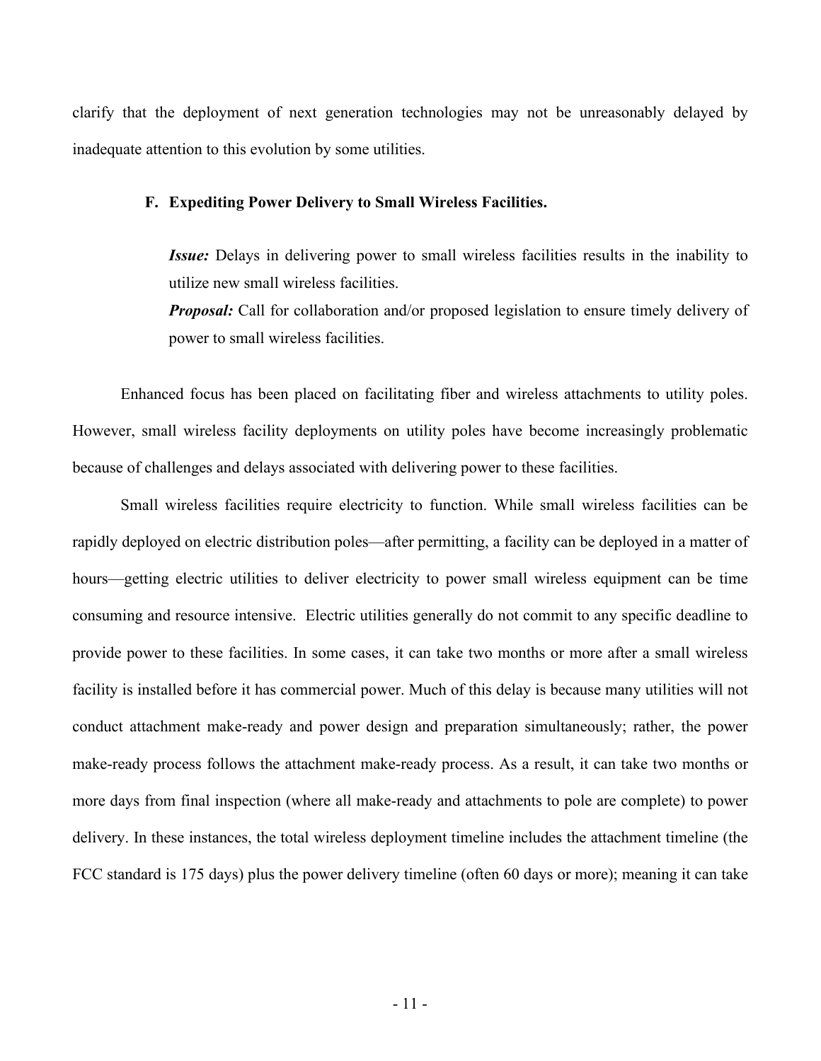clarify that the deployment of next generation technologies may not be unreasonably delayed by inadequate attention to this evolution by some utilities.

### F. Expediting Power Delivery to Small Wireless Facilities.

> ***Issue:*** Delays in delivering power to small wireless facilities results in the inability to utilize new small wireless facilities.
>
> ***Proposal:*** Call for collaboration and/or proposed legislation to ensure timely delivery of power to small wireless facilities.

Enhanced focus has been placed on facilitating fiber and wireless attachments to utility poles. However, small wireless facility deployments on utility poles have become increasingly problematic because of challenges and delays associated with delivering power to these facilities.

Small wireless facilities require electricity to function. While small wireless facilities can be rapidly deployed on electric distribution poles—after permitting, a facility can be deployed in a matter of hours—getting electric utilities to deliver electricity to power small wireless equipment can be time consuming and resource intensive. Electric utilities generally do not commit to any specific deadline to provide power to these facilities. In some cases, it can take two months or more after a small wireless facility is installed before it has commercial power. Much of this delay is because many utilities will not conduct attachment make-ready and power design and preparation simultaneously; rather, the power make-ready process follows the attachment make-ready process. As a result, it can take two months or more days from final inspection (where all make-ready and attachments to pole are complete) to power delivery. In these instances, the total wireless deployment timeline includes the attachment timeline (the FCC standard is 175 days) plus the power delivery timeline (often 60 days or more); meaning it can take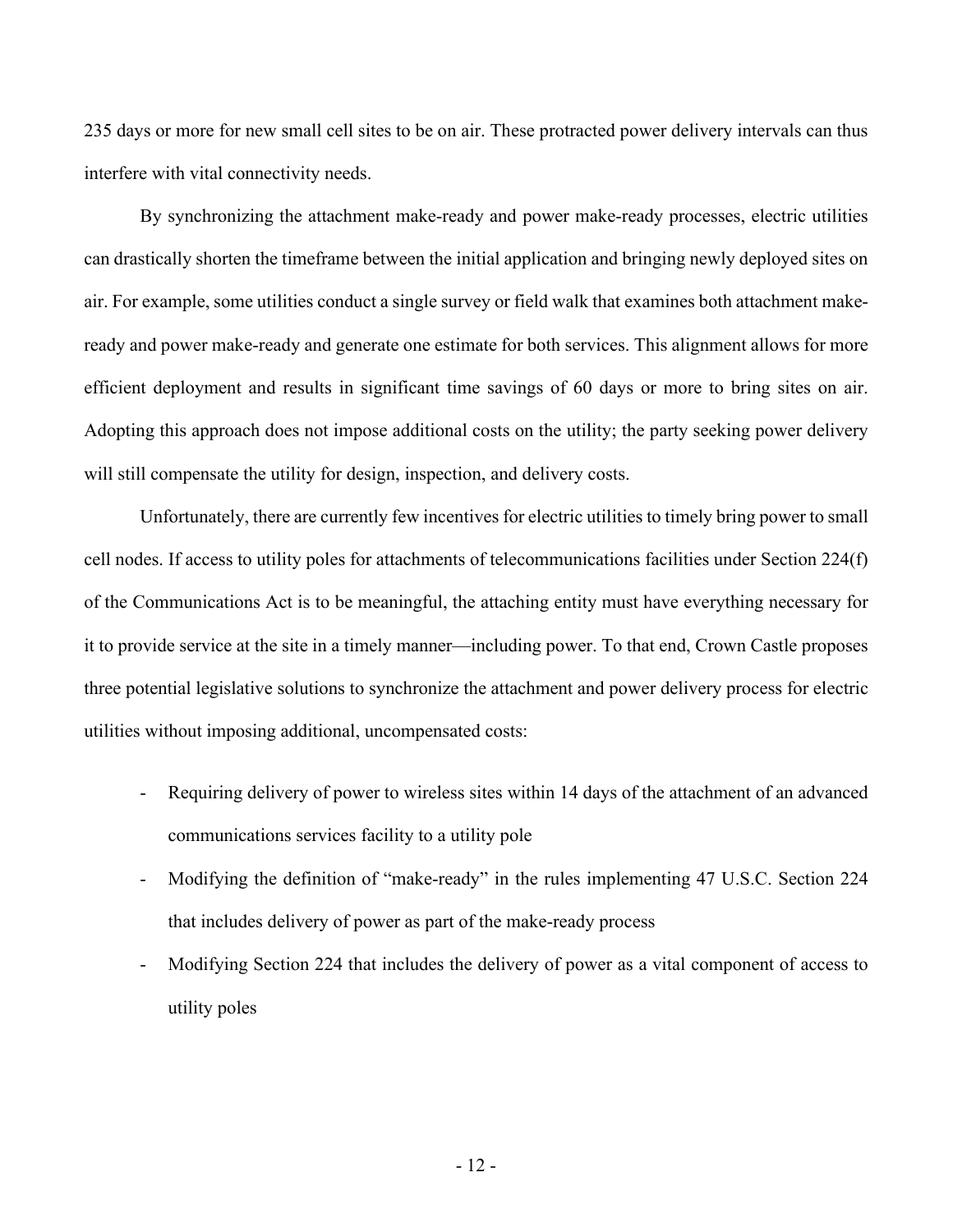235 days or more for new small cell sites to be on air. These protracted power delivery intervals can thus interfere with vital connectivity needs.

By synchronizing the attachment make-ready and power make-ready processes, electric utilities can drastically shorten the timeframe between the initial application and bringing newly deployed sites on air. For example, some utilities conduct a single survey or field walk that examines both attachment make-ready and power make-ready and generate one estimate for both services. This alignment allows for more efficient deployment and results in significant time savings of 60 days or more to bring sites on air. Adopting this approach does not impose additional costs on the utility; the party seeking power delivery will still compensate the utility for design, inspection, and delivery costs.

Unfortunately, there are currently few incentives for electric utilities to timely bring power to small cell nodes. If access to utility poles for attachments of telecommunications facilities under Section 224(f) of the Communications Act is to be meaningful, the attaching entity must have everything necessary for it to provide service at the site in a timely manner—including power. To that end, Crown Castle proposes three potential legislative solutions to synchronize the attachment and power delivery process for electric utilities without imposing additional, uncompensated costs:

- Requiring delivery of power to wireless sites within 14 days of the attachment of an advanced communications services facility to a utility pole
- Modifying the definition of "make-ready" in the rules implementing 47 U.S.C. Section 224 that includes delivery of power as part of the make-ready process
- Modifying Section 224 that includes the delivery of power as a vital component of access to utility poles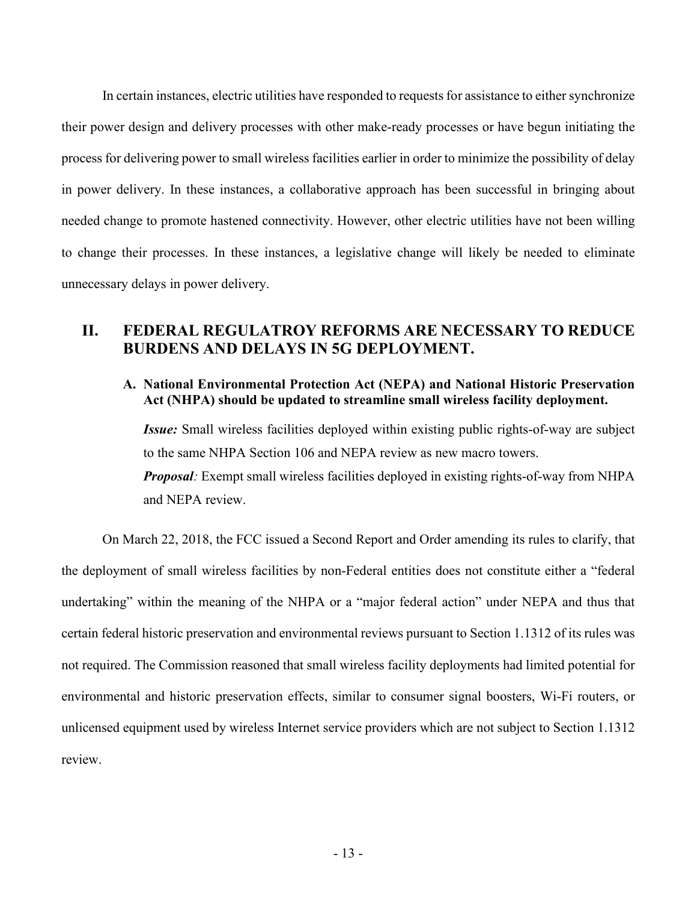In certain instances, electric utilities have responded to requests for assistance to either synchronize their power design and delivery processes with other make-ready processes or have begun initiating the process for delivering power to small wireless facilities earlier in order to minimize the possibility of delay in power delivery. In these instances, a collaborative approach has been successful in bringing about needed change to promote hastened connectivity. However, other electric utilities have not been willing to change their processes. In these instances, a legislative change will likely be needed to eliminate unnecessary delays in power delivery.

## II. FEDERAL REGULATROY REFORMS ARE NECESSARY TO REDUCE BURDENS AND DELAYS IN 5G DEPLOYMENT.

### A. National Environmental Protection Act (NEPA) and National Historic Preservation Act (NHPA) should be updated to streamline small wireless facility deployment.

***Issue:*** Small wireless facilities deployed within existing public rights-of-way are subject to the same NHPA Section 106 and NEPA review as new macro towers.

***Proposal:*** Exempt small wireless facilities deployed in existing rights-of-way from NHPA and NEPA review.

On March 22, 2018, the FCC issued a Second Report and Order amending its rules to clarify, that the deployment of small wireless facilities by non-Federal entities does not constitute either a "federal undertaking" within the meaning of the NHPA or a "major federal action" under NEPA and thus that certain federal historic preservation and environmental reviews pursuant to Section 1.1312 of its rules was not required. The Commission reasoned that small wireless facility deployments had limited potential for environmental and historic preservation effects, similar to consumer signal boosters, Wi-Fi routers, or unlicensed equipment used by wireless Internet service providers which are not subject to Section 1.1312 review.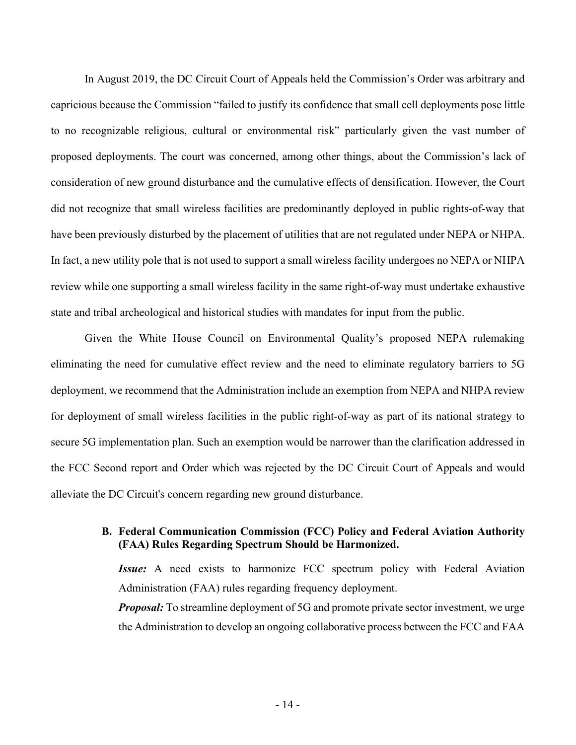In August 2019, the DC Circuit Court of Appeals held the Commission's Order was arbitrary and capricious because the Commission "failed to justify its confidence that small cell deployments pose little to no recognizable religious, cultural or environmental risk" particularly given the vast number of proposed deployments. The court was concerned, among other things, about the Commission's lack of consideration of new ground disturbance and the cumulative effects of densification. However, the Court did not recognize that small wireless facilities are predominantly deployed in public rights-of-way that have been previously disturbed by the placement of utilities that are not regulated under NEPA or NHPA. In fact, a new utility pole that is not used to support a small wireless facility undergoes no NEPA or NHPA review while one supporting a small wireless facility in the same right-of-way must undertake exhaustive state and tribal archeological and historical studies with mandates for input from the public.

Given the White House Council on Environmental Quality's proposed NEPA rulemaking eliminating the need for cumulative effect review and the need to eliminate regulatory barriers to 5G deployment, we recommend that the Administration include an exemption from NEPA and NHPA review for deployment of small wireless facilities in the public right-of-way as part of its national strategy to secure 5G implementation plan. Such an exemption would be narrower than the clarification addressed in the FCC Second report and Order which was rejected by the DC Circuit Court of Appeals and would alleviate the DC Circuit's concern regarding new ground disturbance.

### B. Federal Communication Commission (FCC) Policy and Federal Aviation Authority (FAA) Rules Regarding Spectrum Should be Harmonized.

***Issue:*** A need exists to harmonize FCC spectrum policy with Federal Aviation Administration (FAA) rules regarding frequency deployment.

***Proposal:*** To streamline deployment of 5G and promote private sector investment, we urge the Administration to develop an ongoing collaborative process between the FCC and FAA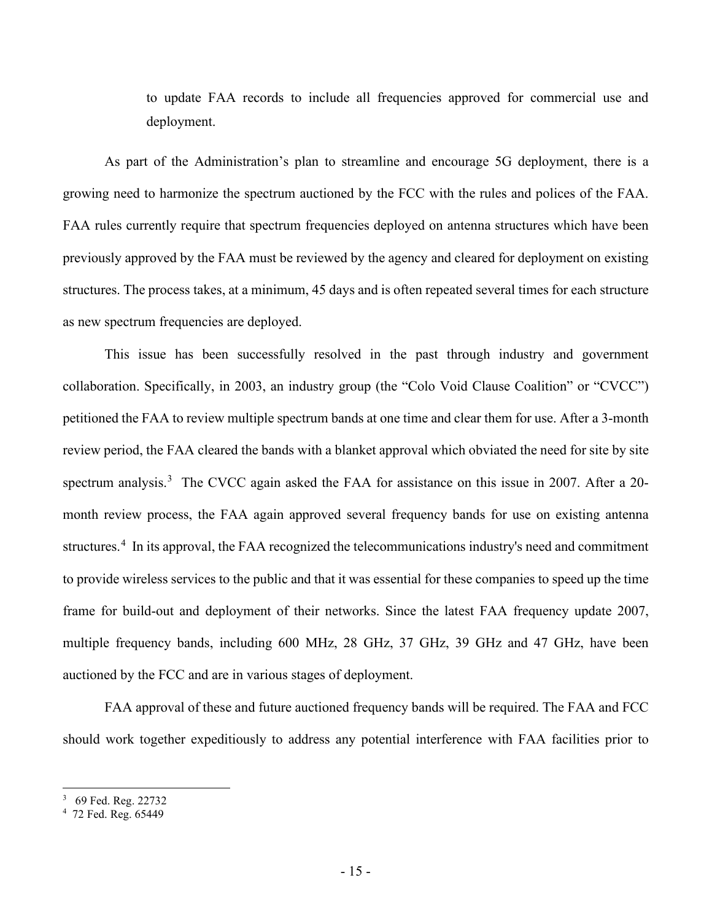to update FAA records to include all frequencies approved for commercial use and deployment.

As part of the Administration's plan to streamline and encourage 5G deployment, there is a growing need to harmonize the spectrum auctioned by the FCC with the rules and polices of the FAA. FAA rules currently require that spectrum frequencies deployed on antenna structures which have been previously approved by the FAA must be reviewed by the agency and cleared for deployment on existing structures. The process takes, at a minimum, 45 days and is often repeated several times for each structure as new spectrum frequencies are deployed.

This issue has been successfully resolved in the past through industry and government collaboration. Specifically, in 2003, an industry group (the "Colo Void Clause Coalition" or "CVCC") petitioned the FAA to review multiple spectrum bands at one time and clear them for use. After a 3-month review period, the FAA cleared the bands with a blanket approval which obviated the need for site by site spectrum analysis.[3] The CVCC again asked the FAA for assistance on this issue in 2007. After a 20-month review process, the FAA again approved several frequency bands for use on existing antenna structures.[4] In its approval, the FAA recognized the telecommunications industry's need and commitment to provide wireless services to the public and that it was essential for these companies to speed up the time frame for build-out and deployment of their networks. Since the latest FAA frequency update 2007, multiple frequency bands, including 600 MHz, 28 GHz, 37 GHz, 39 GHz and 47 GHz, have been auctioned by the FCC and are in various stages of deployment.

FAA approval of these and future auctioned frequency bands will be required. The FAA and FCC should work together expeditiously to address any potential interference with FAA facilities prior to

[3] 69 Fed. Reg. 22732

[4] 72 Fed. Reg. 65449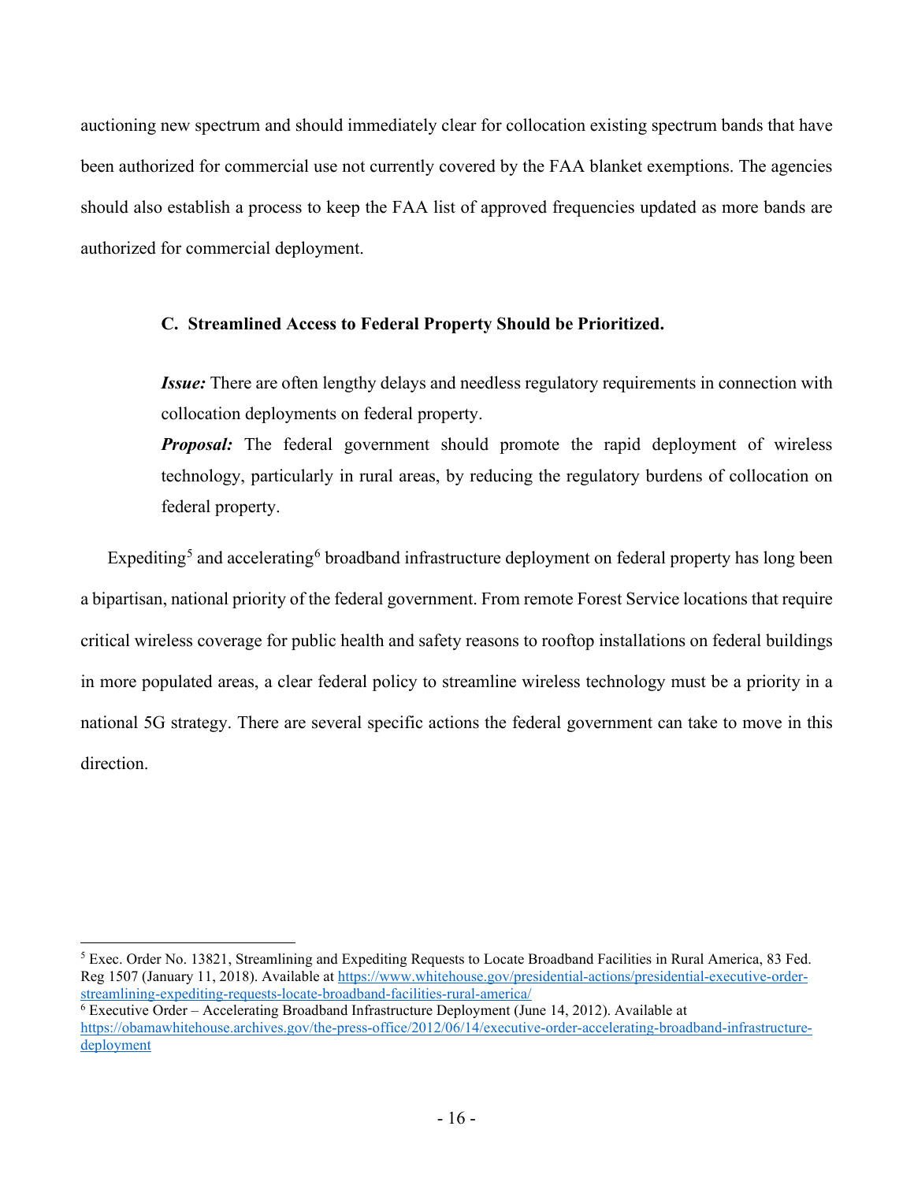auctioning new spectrum and should immediately clear for collocation existing spectrum bands that have been authorized for commercial use not currently covered by the FAA blanket exemptions. The agencies should also establish a process to keep the FAA list of approved frequencies updated as more bands are authorized for commercial deployment.

### C. Streamlined Access to Federal Property Should be Prioritized.

> ***Issue:*** There are often lengthy delays and needless regulatory requirements in connection with collocation deployments on federal property.
>
> ***Proposal:*** The federal government should promote the rapid deployment of wireless technology, particularly in rural areas, by reducing the regulatory burdens of collocation on federal property.

Expediting[5] and accelerating[6] broadband infrastructure deployment on federal property has long been a bipartisan, national priority of the federal government. From remote Forest Service locations that require critical wireless coverage for public health and safety reasons to rooftop installations on federal buildings in more populated areas, a clear federal policy to streamline wireless technology must be a priority in a national 5G strategy. There are several specific actions the federal government can take to move in this direction.

---

[5] Exec. Order No. 13821, Streamlining and Expediting Requests to Locate Broadband Facilities in Rural America, 83 Fed. Reg 1507 (January 11, 2018). Available at https://www.whitehouse.gov/presidential-actions/presidential-executive-order-streamlining-expediting-requests-locate-broadband-facilities-rural-america/

[6] Executive Order – Accelerating Broadband Infrastructure Deployment (June 14, 2012). Available at https://obamawhitehouse.archives.gov/the-press-office/2012/06/14/executive-order-accelerating-broadband-infrastructure-deployment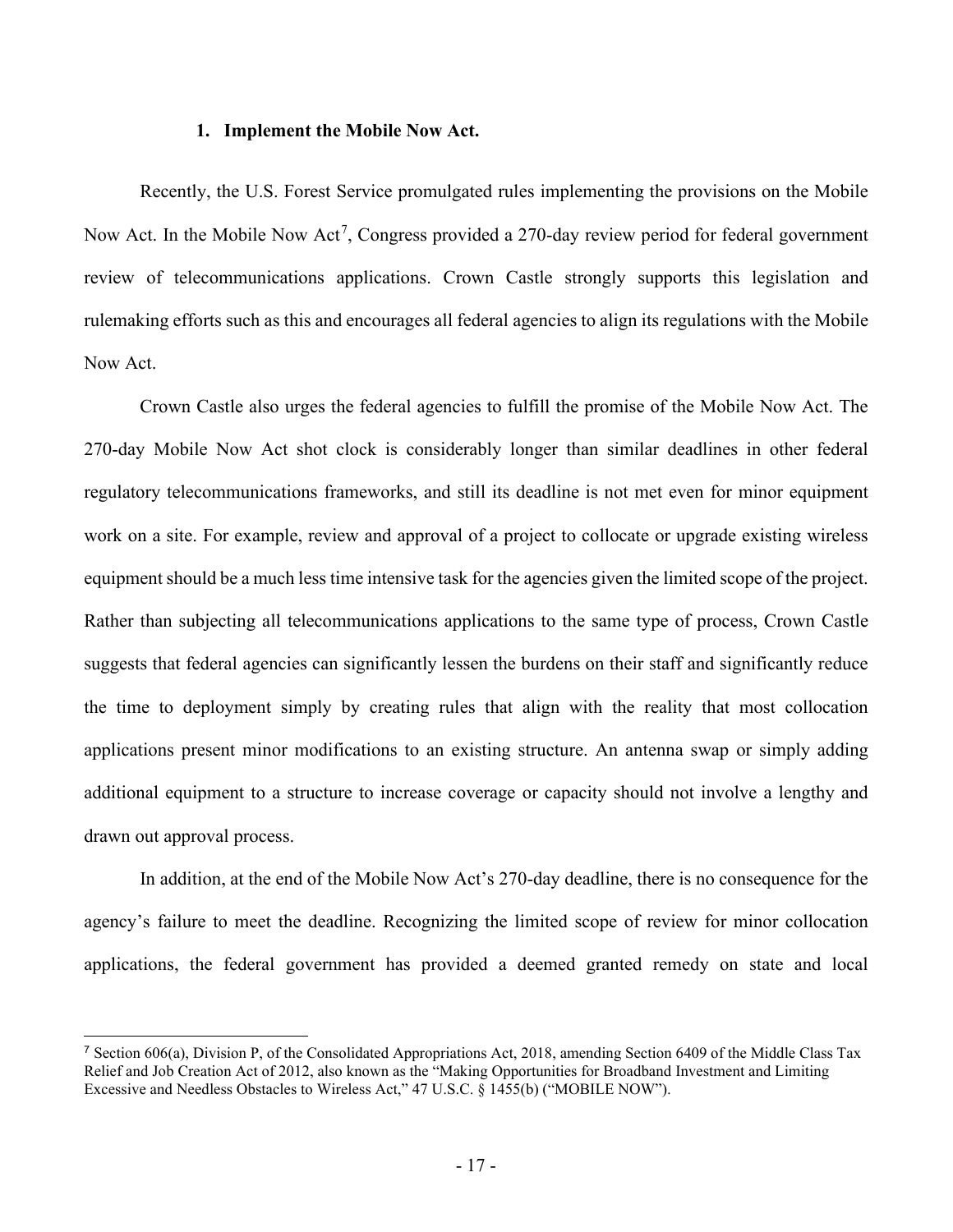### 1. Implement the Mobile Now Act.

Recently, the U.S. Forest Service promulgated rules implementing the provisions on the Mobile Now Act. In the Mobile Now Act[7], Congress provided a 270-day review period for federal government review of telecommunications applications. Crown Castle strongly supports this legislation and rulemaking efforts such as this and encourages all federal agencies to align its regulations with the Mobile Now Act.

Crown Castle also urges the federal agencies to fulfill the promise of the Mobile Now Act. The 270-day Mobile Now Act shot clock is considerably longer than similar deadlines in other federal regulatory telecommunications frameworks, and still its deadline is not met even for minor equipment work on a site. For example, review and approval of a project to collocate or upgrade existing wireless equipment should be a much less time intensive task for the agencies given the limited scope of the project. Rather than subjecting all telecommunications applications to the same type of process, Crown Castle suggests that federal agencies can significantly lessen the burdens on their staff and significantly reduce the time to deployment simply by creating rules that align with the reality that most collocation applications present minor modifications to an existing structure. An antenna swap or simply adding additional equipment to a structure to increase coverage or capacity should not involve a lengthy and drawn out approval process.

In addition, at the end of the Mobile Now Act's 270-day deadline, there is no consequence for the agency's failure to meet the deadline. Recognizing the limited scope of review for minor collocation applications, the federal government has provided a deemed granted remedy on state and local

---

[7] Section 606(a), Division P, of the Consolidated Appropriations Act, 2018, amending Section 6409 of the Middle Class Tax Relief and Job Creation Act of 2012, also known as the "Making Opportunities for Broadband Investment and Limiting Excessive and Needless Obstacles to Wireless Act," 47 U.S.C. § 1455(b) ("MOBILE NOW").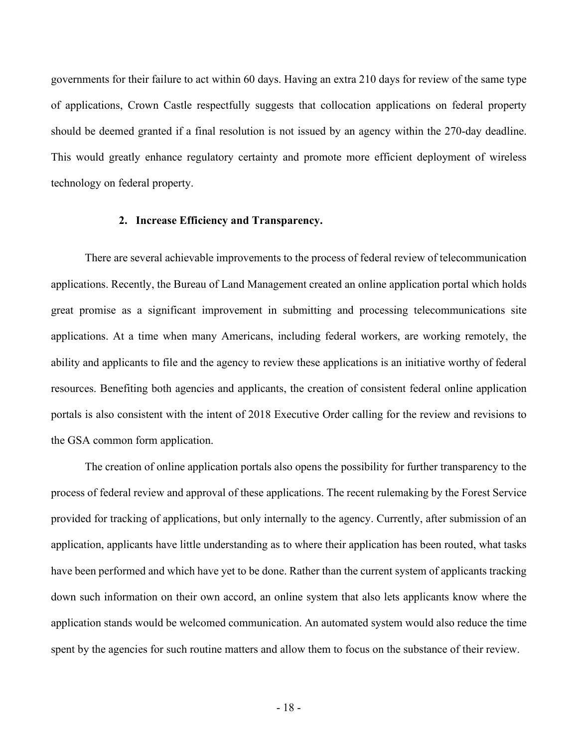governments for their failure to act within 60 days. Having an extra 210 days for review of the same type of applications, Crown Castle respectfully suggests that collocation applications on federal property should be deemed granted if a final resolution is not issued by an agency within the 270-day deadline. This would greatly enhance regulatory certainty and promote more efficient deployment of wireless technology on federal property.

### 2. Increase Efficiency and Transparency.

There are several achievable improvements to the process of federal review of telecommunication applications. Recently, the Bureau of Land Management created an online application portal which holds great promise as a significant improvement in submitting and processing telecommunications site applications. At a time when many Americans, including federal workers, are working remotely, the ability and applicants to file and the agency to review these applications is an initiative worthy of federal resources. Benefiting both agencies and applicants, the creation of consistent federal online application portals is also consistent with the intent of 2018 Executive Order calling for the review and revisions to the GSA common form application.

The creation of online application portals also opens the possibility for further transparency to the process of federal review and approval of these applications. The recent rulemaking by the Forest Service provided for tracking of applications, but only internally to the agency. Currently, after submission of an application, applicants have little understanding as to where their application has been routed, what tasks have been performed and which have yet to be done. Rather than the current system of applicants tracking down such information on their own accord, an online system that also lets applicants know where the application stands would be welcomed communication. An automated system would also reduce the time spent by the agencies for such routine matters and allow them to focus on the substance of their review.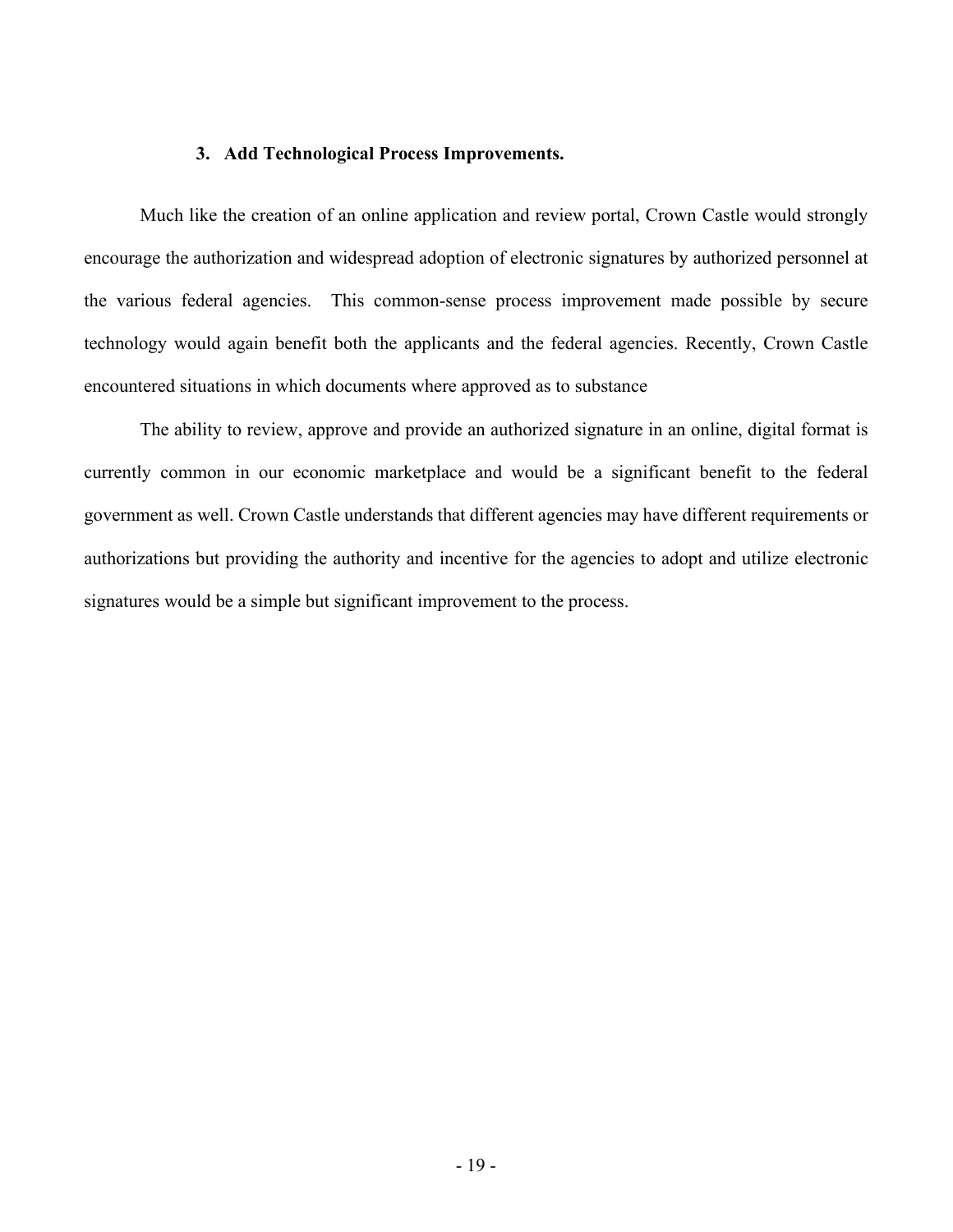### 3. Add Technological Process Improvements.

Much like the creation of an online application and review portal, Crown Castle would strongly encourage the authorization and widespread adoption of electronic signatures by authorized personnel at the various federal agencies. This common-sense process improvement made possible by secure technology would again benefit both the applicants and the federal agencies. Recently, Crown Castle encountered situations in which documents where approved as to substance

The ability to review, approve and provide an authorized signature in an online, digital format is currently common in our economic marketplace and would be a significant benefit to the federal government as well. Crown Castle understands that different agencies may have different requirements or authorizations but providing the authority and incentive for the agencies to adopt and utilize electronic signatures would be a simple but significant improvement to the process.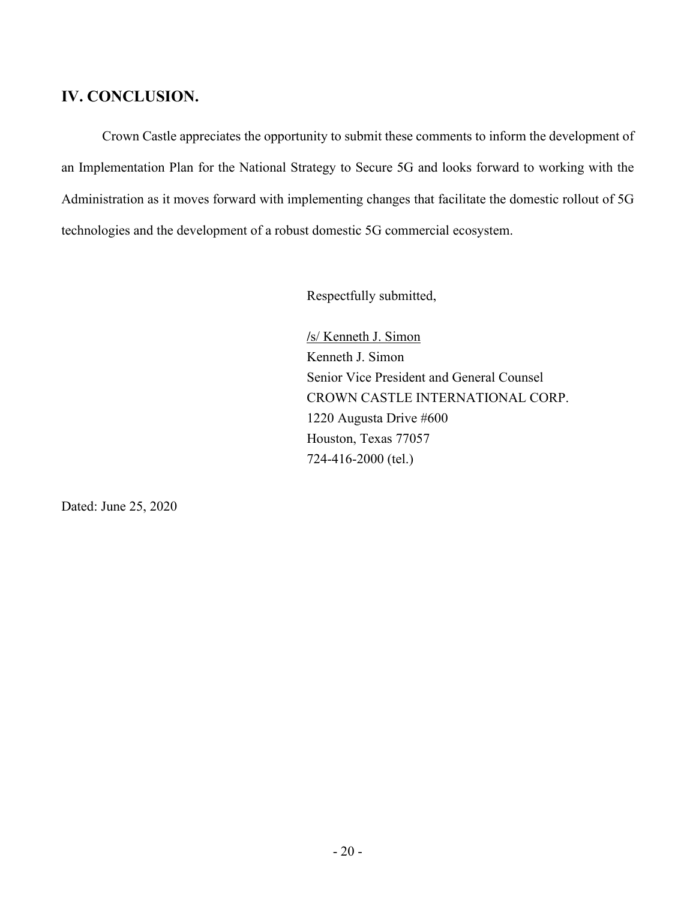## IV. CONCLUSION.

Crown Castle appreciates the opportunity to submit these comments to inform the development of an Implementation Plan for the National Strategy to Secure 5G and looks forward to working with the Administration as it moves forward with implementing changes that facilitate the domestic rollout of 5G technologies and the development of a robust domestic 5G commercial ecosystem.

Respectfully submitted,

/s/ Kenneth J. Simon  
Kenneth J. Simon  
Senior Vice President and General Counsel  
CROWN CASTLE INTERNATIONAL CORP.  
1220 Augusta Drive #600  
Houston, Texas 77057  
724-416-2000 (tel.)

Dated: June 25, 2020